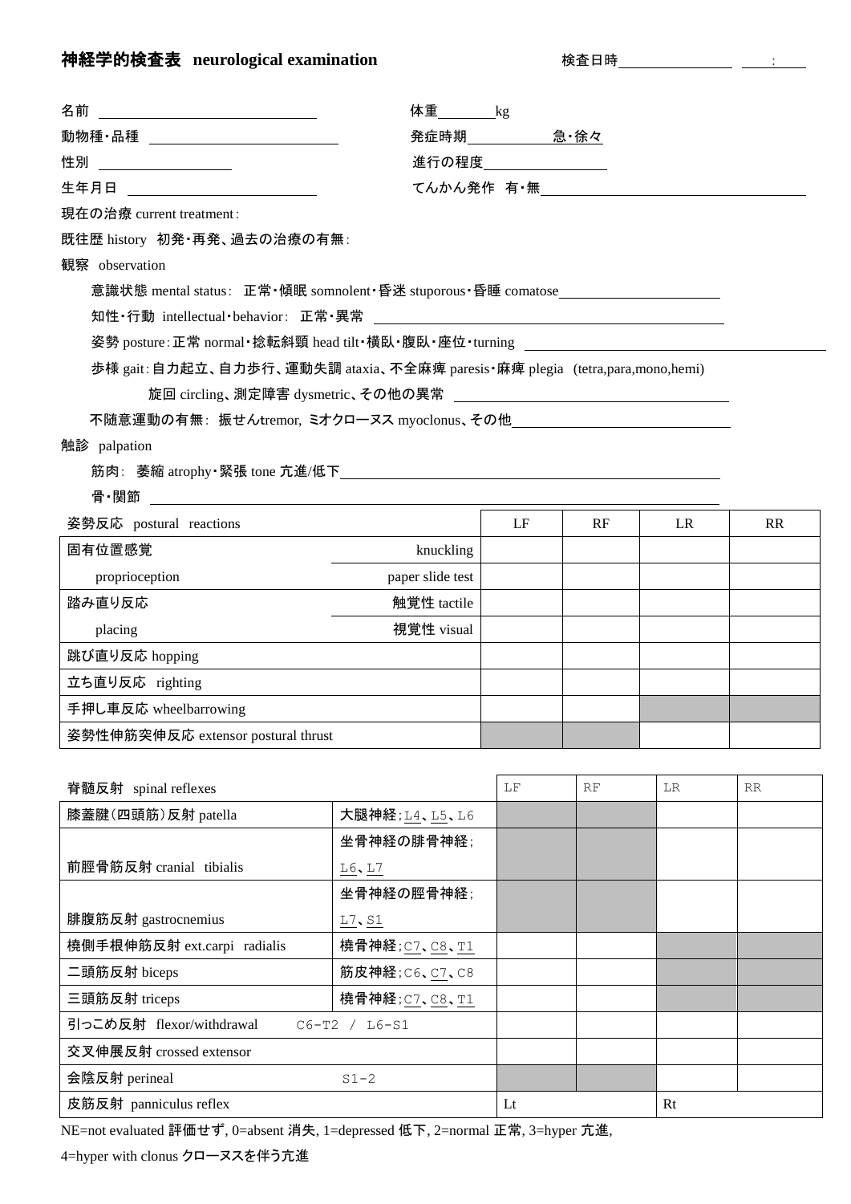# 神経学的検査表 neurological examination

検査日時＿＿＿＿＿＿＿ ＿:＿

名前 ＿＿＿＿＿＿＿＿＿＿＿＿＿＿

体重＿＿＿＿kg

動物種・品種 ＿＿＿＿＿＿＿＿＿＿＿＿

発症時期＿＿＿＿＿＿急・徐々

性別 ＿＿＿＿＿＿＿＿＿

進行の程度＿＿＿＿＿＿＿＿

生年月日 ＿＿＿＿＿＿＿＿＿＿＿＿

てんかん発作 有・無＿＿＿＿＿＿＿＿＿＿＿＿＿＿＿＿＿＿

現在の治療 current treatment:

既往歴 history 初発・再発、過去の治療の有無:

観察 observation

意識状態 mental status: 正常・傾眠 somnolent・昏迷 stuporous・昏睡 comatose＿＿＿＿＿＿＿＿＿

知性・行動 intellectual・behavior: 正常・異常 ＿＿＿＿＿＿＿＿＿＿＿＿＿＿＿＿＿＿＿＿

姿勢 posture:正常 normal・捻転斜頸 head tilt・横臥・腹臥・座位・turning ＿＿＿＿＿＿＿＿＿＿＿＿＿＿＿

歩様 gait:自力起立、自力歩行、運動失調 ataxia、不全麻痺 paresis・麻痺 plegia (tetra,para,mono,hemi)

旋回 circling、測定障害 dysmetric、その他の異常 ＿＿＿＿＿＿＿＿＿＿＿＿＿＿＿＿

不随意運動の有無: 振せんtremor, ミオクローヌス myoclonus、その他＿＿＿＿＿＿＿＿＿＿＿＿＿

触診 palpation

筋肉: 萎縮 atrophy・緊張 tone 亢進/低下＿＿＿＿＿＿＿＿＿＿＿＿＿＿＿＿＿＿＿＿＿＿＿

骨・関節 ＿＿＿＿＿＿＿＿＿＿＿＿＿＿＿＿＿＿＿＿＿＿＿＿＿＿＿＿＿＿＿＿＿

| 姿勢反応 postural reactions | | LF | RF | LR | RR |
|---|---|---|---|---|---|
| 固有位置感覚 | knuckling | | | | |
| proprioception | paper slide test | | | | |
| 踏み直り反応 | 触覚性 tactile | | | | |
| placing | 視覚性 visual | | | | |
| 跳び直り反応 hopping | | | | | |
| 立ち直り反応 righting | | | | | |
| 手押し車反応 wheelbarrowing | | | | | |
| 姿勢性伸筋突伸反応 extensor postural thrust | | | | | |

| 脊髄反射 spinal reflexes | | LF | RF | LR | RR |
|---|---|---|---|---|---|
| 膝蓋腱(四頭筋)反射 patella | 大腿神経;L4、L5、L6 | | | | |
| 前脛骨筋反射 cranial tibialis | 坐骨神経の腓骨神経;L6、L7 | | | | |
| 腓腹筋反射 gastrocnemius | 坐骨神経の脛骨神経;L7、S1 | | | | |
| 橈側手根伸筋反射 ext.carpi radialis | 橈骨神経;C7、C8、T1 | | | | |
| 二頭筋反射 biceps | 筋皮神経;C6、C7、C8 | | | | |
| 三頭筋反射 triceps | 橈骨神経;C7、C8、T1 | | | | |
| 引っこめ反射 flexor/withdrawal | C6-T2 / L6-S1 | | | | |
| 交叉伸展反射 crossed extensor | | | | | |
| 会陰反射 perineal | S1-2 | | | | |
| 皮筋反射 panniculus reflex | | Lt | | Rt | |

NE=not evaluated 評価せず, 0=absent 消失, 1=depressed 低下, 2=normal 正常, 3=hyper 亢進,

4=hyper with clonus クローヌスを伴う亢進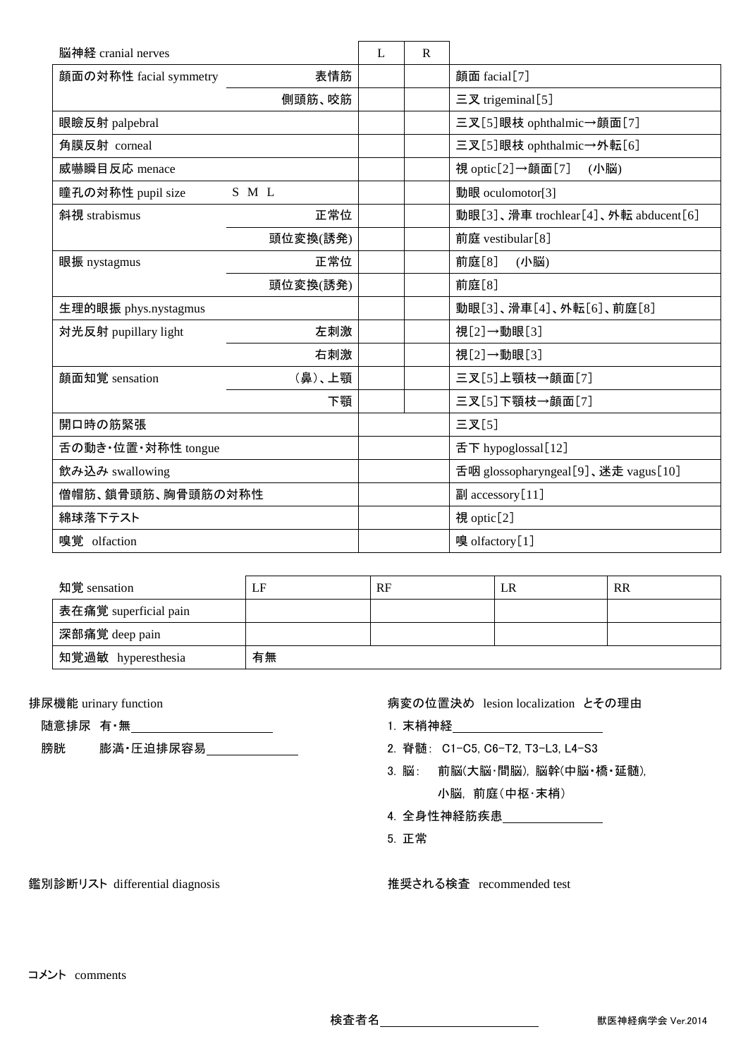| 脳神経 cranial nerves | | L | R | |
|---|---|---|---|---|
| 顔面の対称性 facial symmetry | 表情筋 | | | 顔面 facial[7] |
| | 側頭筋、咬筋 | | | 三叉 trigeminal[5] |
| 眼瞼反射 palpebral | | | | 三叉[5]眼枝 ophthalmic→顔面[7] |
| 角膜反射 corneal | | | | 三叉[5]眼枝 ophthalmic→外転[6] |
| 威嚇瞬目反応 menace | | | | 視 optic[2]→顔面[7]　(小脳) |
| 瞳孔の対称性 pupil size | S M L | | | 動眼 oculomotor[3] |
| 斜視 strabismus | 正常位 | | | 動眼[3]、滑車 trochlear[4]、外転 abducent[6] |
| | 頭位変換(誘発) | | | 前庭 vestibular[8] |
| 眼振 nystagmus | 正常位 | | | 前庭[8]　(小脳) |
| | 頭位変換(誘発) | | | 前庭[8] |
| 生理的眼振 phys.nystagmus | | | | 動眼[3]、滑車[4]、外転[6]、前庭[8] |
| 対光反射 pupillary light | 左刺激 | | | 視[2]→動眼[3] |
| | 右刺激 | | | 視[2]→動眼[3] |
| 顔面知覚 sensation | (鼻)、上顎 | | | 三叉[5]上顎枝→顔面[7] |
| | 下顎 | | | 三叉[5]下顎枝→顔面[7] |
| 開口時の筋緊張 | | | | 三叉[5] |
| 舌の動き・位置・対称性 tongue | | | | 舌下 hypoglossal[12] |
| 飲み込み swallowing | | | | 舌咽 glossopharyngeal[9]、迷走 vagus[10] |
| 僧帽筋、鎖骨頭筋、胸骨頭筋の対称性 | | | | 副 accessory[11] |
| 綿球落下テスト | | | | 視 optic[2] |
| 嗅覚 olfaction | | | | 嗅 olfactory[1] |

| 知覚 sensation | LF | RF | LR | RR |
|---|---|---|---|---|
| 表在痛覚 superficial pain | | | | |
| 深部痛覚 deep pain | | | | |
| 知覚過敏 hyperesthesia | 有無 | | | |

排尿機能 urinary function

随意排尿　有・無＿＿＿＿＿＿＿＿＿＿

膀胱　　膨満・圧迫排尿容易＿＿＿＿＿＿＿

病変の位置決め lesion localization とその理由

1. 末梢神経＿＿＿＿＿＿＿＿＿＿
2. 脊髄: C1-C5, C6-T2, T3-L3, L4-S3
3. 脳: 前脳(大脳・間脳), 脳幹(中脳・橋・延髄), 小脳, 前庭(中枢・末梢)
4. 全身性神経筋疾患＿＿＿＿＿＿＿
5. 正常

鑑別診断リスト differential diagnosis

推奨される検査 recommended test

コメント comments

検査者名＿＿＿＿＿＿＿＿＿＿＿＿

獣医神経病学会 Ver.2014